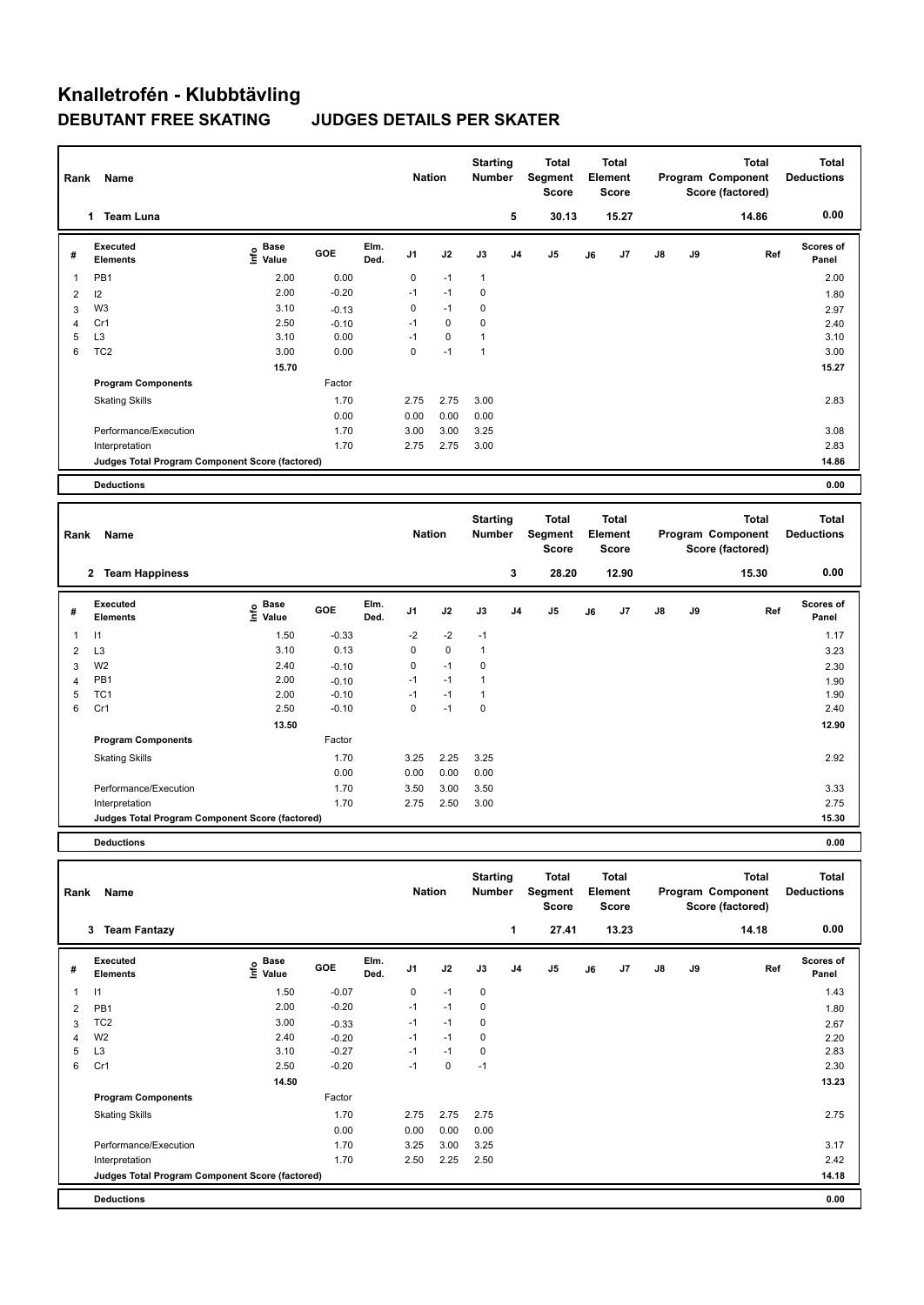# Knalletrofén - Klubbtävling

## DEBUTANT FREE SKATING JUDGES DETAILS PER SKATER

| Rank | Name | Nation | Starting Number | Total Segment Score | Total Element Score | Total Program Component Score (factored) | Total Deductions |
|---|---|---|---|---|---|---|---|
| 1 | Team Luna | | 5 | 30.13 | 15.27 | 14.86 | 0.00 |

| # | Executed Elements | Info | Base Value | GOE | Elm. Ded. | J1 | J2 | J3 | J4 | J5 | J6 | J7 | J8 | J9 | Ref | Scores of Panel |
|---|---|---|---|---|---|---|---|---|---|---|---|---|---|---|---|---|
| 1 | PB1 | | 2.00 | 0.00 | | 0 | -1 | 1 | | | | | | | | 2.00 |
| 2 | I2 | | 2.00 | -0.20 | | -1 | -1 | 0 | | | | | | | | 1.80 |
| 3 | W3 | | 3.10 | -0.13 | | 0 | -1 | 0 | | | | | | | | 2.97 |
| 4 | Cr1 | | 2.50 | -0.10 | | -1 | 0 | 0 | | | | | | | | 2.40 |
| 5 | L3 | | 3.10 | 0.00 | | -1 | 0 | 1 | | | | | | | | 3.10 |
| 6 | TC2 | | 3.00 | 0.00 | | 0 | -1 | 1 | | | | | | | | 3.00 |
| | | | 15.70 | | | | | | | | | | | | | 15.27 |
| | **Program Components** | | | Factor | | | | | | | | | | | | |
| | Skating Skills | | | 1.70 | | 2.75 | 2.75 | 3.00 | | | | | | | | 2.83 |
| | | | | 0.00 | | 0.00 | 0.00 | 0.00 | | | | | | | | |
| | Performance/Execution | | | 1.70 | | 3.00 | 3.00 | 3.25 | | | | | | | | 3.08 |
| | Interpretation | | | 1.70 | | 2.75 | 2.75 | 3.00 | | | | | | | | 2.83 |
| | **Judges Total Program Component Score (factored)** | | | | | | | | | | | | | | | 14.86 |
| | **Deductions** | | | | | | | | | | | | | | | 0.00 |

| Rank | Name | Nation | Starting Number | Total Segment Score | Total Element Score | Total Program Component Score (factored) | Total Deductions |
|---|---|---|---|---|---|---|---|
| 2 | Team Happiness | | 3 | 28.20 | 12.90 | 15.30 | 0.00 |

| # | Executed Elements | Info | Base Value | GOE | Elm. Ded. | J1 | J2 | J3 | J4 | J5 | J6 | J7 | J8 | J9 | Ref | Scores of Panel |
|---|---|---|---|---|---|---|---|---|---|---|---|---|---|---|---|---|
| 1 | I1 | | 1.50 | -0.33 | | -2 | -2 | -1 | | | | | | | | 1.17 |
| 2 | L3 | | 3.10 | 0.13 | | 0 | 0 | 1 | | | | | | | | 3.23 |
| 3 | W2 | | 2.40 | -0.10 | | 0 | -1 | 0 | | | | | | | | 2.30 |
| 4 | PB1 | | 2.00 | -0.10 | | -1 | -1 | 1 | | | | | | | | 1.90 |
| 5 | TC1 | | 2.00 | -0.10 | | -1 | -1 | 1 | | | | | | | | 1.90 |
| 6 | Cr1 | | 2.50 | -0.10 | | 0 | -1 | 0 | | | | | | | | 2.40 |
| | | | 13.50 | | | | | | | | | | | | | 12.90 |
| | **Program Components** | | | Factor | | | | | | | | | | | | |
| | Skating Skills | | | 1.70 | | 3.25 | 2.25 | 3.25 | | | | | | | | 2.92 |
| | | | | 0.00 | | 0.00 | 0.00 | 0.00 | | | | | | | | |
| | Performance/Execution | | | 1.70 | | 3.50 | 3.00 | 3.50 | | | | | | | | 3.33 |
| | Interpretation | | | 1.70 | | 2.75 | 2.50 | 3.00 | | | | | | | | 2.75 |
| | **Judges Total Program Component Score (factored)** | | | | | | | | | | | | | | | 15.30 |
| | **Deductions** | | | | | | | | | | | | | | | 0.00 |

| Rank | Name | Nation | Starting Number | Total Segment Score | Total Element Score | Total Program Component Score (factored) | Total Deductions |
|---|---|---|---|---|---|---|---|
| 3 | Team Fantazy | | 1 | 27.41 | 13.23 | 14.18 | 0.00 |

| # | Executed Elements | Info | Base Value | GOE | Elm. Ded. | J1 | J2 | J3 | J4 | J5 | J6 | J7 | J8 | J9 | Ref | Scores of Panel |
|---|---|---|---|---|---|---|---|---|---|---|---|---|---|---|---|---|
| 1 | I1 | | 1.50 | -0.07 | | 0 | -1 | 0 | | | | | | | | 1.43 |
| 2 | PB1 | | 2.00 | -0.20 | | -1 | -1 | 0 | | | | | | | | 1.80 |
| 3 | TC2 | | 3.00 | -0.33 | | -1 | -1 | 0 | | | | | | | | 2.67 |
| 4 | W2 | | 2.40 | -0.20 | | -1 | -1 | 0 | | | | | | | | 2.20 |
| 5 | L3 | | 3.10 | -0.27 | | -1 | -1 | 0 | | | | | | | | 2.83 |
| 6 | Cr1 | | 2.50 | -0.20 | | -1 | 0 | -1 | | | | | | | | 2.30 |
| | | | 14.50 | | | | | | | | | | | | | 13.23 |
| | **Program Components** | | | Factor | | | | | | | | | | | | |
| | Skating Skills | | | 1.70 | | 2.75 | 2.75 | 2.75 | | | | | | | | 2.75 |
| | | | | 0.00 | | 0.00 | 0.00 | 0.00 | | | | | | | | |
| | Performance/Execution | | | 1.70 | | 3.25 | 3.00 | 3.25 | | | | | | | | 3.17 |
| | Interpretation | | | 1.70 | | 2.50 | 2.25 | 2.50 | | | | | | | | 2.42 |
| | **Judges Total Program Component Score (factored)** | | | | | | | | | | | | | | | 14.18 |
| | **Deductions** | | | | | | | | | | | | | | | 0.00 |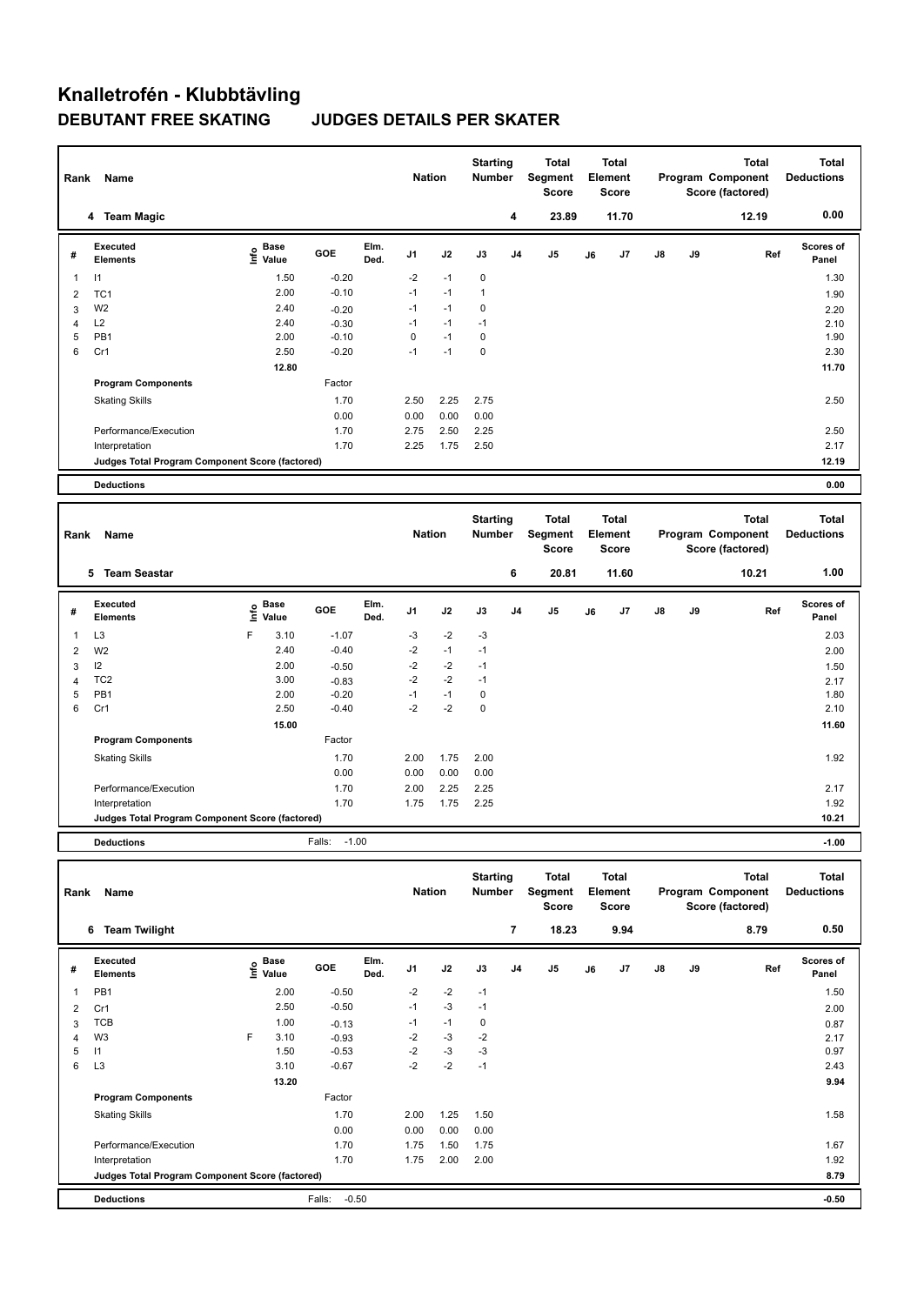# Knalletrofén - Klubbtävling

## DEBUTANT FREE SKATING JUDGES DETAILS PER SKATER

| Rank | Name | Nation | Starting Number | Total Segment Score | Total Element Score | Total Program Component Score (factored) | Total Deductions |
|---|---|---|---|---|---|---|---|
| 4 | Team Magic | | 4 | 23.89 | 11.70 | 12.19 | 0.00 |

| # | Executed Elements | Info | Base Value | GOE | Elm. Ded. | J1 | J2 | J3 | J4 | J5 | J6 | J7 | J8 | J9 | Ref | Scores of Panel |
|---|---|---|---|---|---|---|---|---|---|---|---|---|---|---|---|---|
| 1 | I1 | | 1.50 | -0.20 | | -2 | -1 | 0 | | | | | | | | 1.30 |
| 2 | TC1 | | 2.00 | -0.10 | | -1 | -1 | 1 | | | | | | | | 1.90 |
| 3 | W2 | | 2.40 | -0.20 | | -1 | -1 | 0 | | | | | | | | 2.20 |
| 4 | L2 | | 2.40 | -0.30 | | -1 | -1 | -1 | | | | | | | | 2.10 |
| 5 | PB1 | | 2.00 | -0.10 | | 0 | -1 | 0 | | | | | | | | 1.90 |
| 6 | Cr1 | | 2.50 | -0.20 | | -1 | -1 | 0 | | | | | | | | 2.30 |
| | | | 12.80 | | | | | | | | | | | | | 11.70 |
| | **Program Components** | | | Factor | | | | | | | | | | | | |
| | Skating Skills | | | 1.70 | | 2.50 | 2.25 | 2.75 | | | | | | | | 2.50 |
| | | | | 0.00 | | 0.00 | 0.00 | 0.00 | | | | | | | | |
| | Performance/Execution | | | 1.70 | | 2.75 | 2.50 | 2.25 | | | | | | | | 2.50 |
| | Interpretation | | | 1.70 | | 2.25 | 1.75 | 2.50 | | | | | | | | 2.17 |
| | **Judges Total Program Component Score (factored)** | | | | | | | | | | | | | | | 12.19 |
| | **Deductions** | | | | | | | | | | | | | | | 0.00 |

| Rank | Name | Nation | Starting Number | Total Segment Score | Total Element Score | Total Program Component Score (factored) | Total Deductions |
|---|---|---|---|---|---|---|---|
| 5 | Team Seastar | | 6 | 20.81 | 11.60 | 10.21 | 1.00 |

| # | Executed Elements | Info | Base Value | GOE | Elm. Ded. | J1 | J2 | J3 | J4 | J5 | J6 | J7 | J8 | J9 | Ref | Scores of Panel |
|---|---|---|---|---|---|---|---|---|---|---|---|---|---|---|---|---|
| 1 | L3 | F | 3.10 | -1.07 | | -3 | -2 | -3 | | | | | | | | 2.03 |
| 2 | W2 | | 2.40 | -0.40 | | -2 | -1 | -1 | | | | | | | | 2.00 |
| 3 | I2 | | 2.00 | -0.50 | | -2 | -2 | -1 | | | | | | | | 1.50 |
| 4 | TC2 | | 3.00 | -0.83 | | -2 | -2 | -1 | | | | | | | | 2.17 |
| 5 | PB1 | | 2.00 | -0.20 | | -1 | -1 | 0 | | | | | | | | 1.80 |
| 6 | Cr1 | | 2.50 | -0.40 | | -2 | -2 | 0 | | | | | | | | 2.10 |
| | | | 15.00 | | | | | | | | | | | | | 11.60 |
| | **Program Components** | | | Factor | | | | | | | | | | | | |
| | Skating Skills | | | 1.70 | | 2.00 | 1.75 | 2.00 | | | | | | | | 1.92 |
| | | | | 0.00 | | 0.00 | 0.00 | 0.00 | | | | | | | | |
| | Performance/Execution | | | 1.70 | | 2.00 | 2.25 | 2.25 | | | | | | | | 2.17 |
| | Interpretation | | | 1.70 | | 1.75 | 1.75 | 2.25 | | | | | | | | 1.92 |
| | **Judges Total Program Component Score (factored)** | | | | | | | | | | | | | | | 10.21 |
| | **Deductions** | | | Falls: -1.00 | | | | | | | | | | | | -1.00 |

| Rank | Name | Nation | Starting Number | Total Segment Score | Total Element Score | Total Program Component Score (factored) | Total Deductions |
|---|---|---|---|---|---|---|---|
| 6 | Team Twilight | | 7 | 18.23 | 9.94 | 8.79 | 0.50 |

| # | Executed Elements | Info | Base Value | GOE | Elm. Ded. | J1 | J2 | J3 | J4 | J5 | J6 | J7 | J8 | J9 | Ref | Scores of Panel |
|---|---|---|---|---|---|---|---|---|---|---|---|---|---|---|---|---|
| 1 | PB1 | | 2.00 | -0.50 | | -2 | -2 | -1 | | | | | | | | 1.50 |
| 2 | Cr1 | | 2.50 | -0.50 | | -1 | -3 | -1 | | | | | | | | 2.00 |
| 3 | TCB | | 1.00 | -0.13 | | -1 | -1 | 0 | | | | | | | | 0.87 |
| 4 | W3 | F | 3.10 | -0.93 | | -2 | -3 | -2 | | | | | | | | 2.17 |
| 5 | I1 | | 1.50 | -0.53 | | -2 | -3 | -3 | | | | | | | | 0.97 |
| 6 | L3 | | 3.10 | -0.67 | | -2 | -2 | -1 | | | | | | | | 2.43 |
| | | | 13.20 | | | | | | | | | | | | | 9.94 |
| | **Program Components** | | | Factor | | | | | | | | | | | | |
| | Skating Skills | | | 1.70 | | 2.00 | 1.25 | 1.50 | | | | | | | | 1.58 |
| | | | | 0.00 | | 0.00 | 0.00 | 0.00 | | | | | | | | |
| | Performance/Execution | | | 1.70 | | 1.75 | 1.50 | 1.75 | | | | | | | | 1.67 |
| | Interpretation | | | 1.70 | | 1.75 | 2.00 | 2.00 | | | | | | | | 1.92 |
| | **Judges Total Program Component Score (factored)** | | | | | | | | | | | | | | | 8.79 |
| | **Deductions** | | | Falls: -0.50 | | | | | | | | | | | | -0.50 |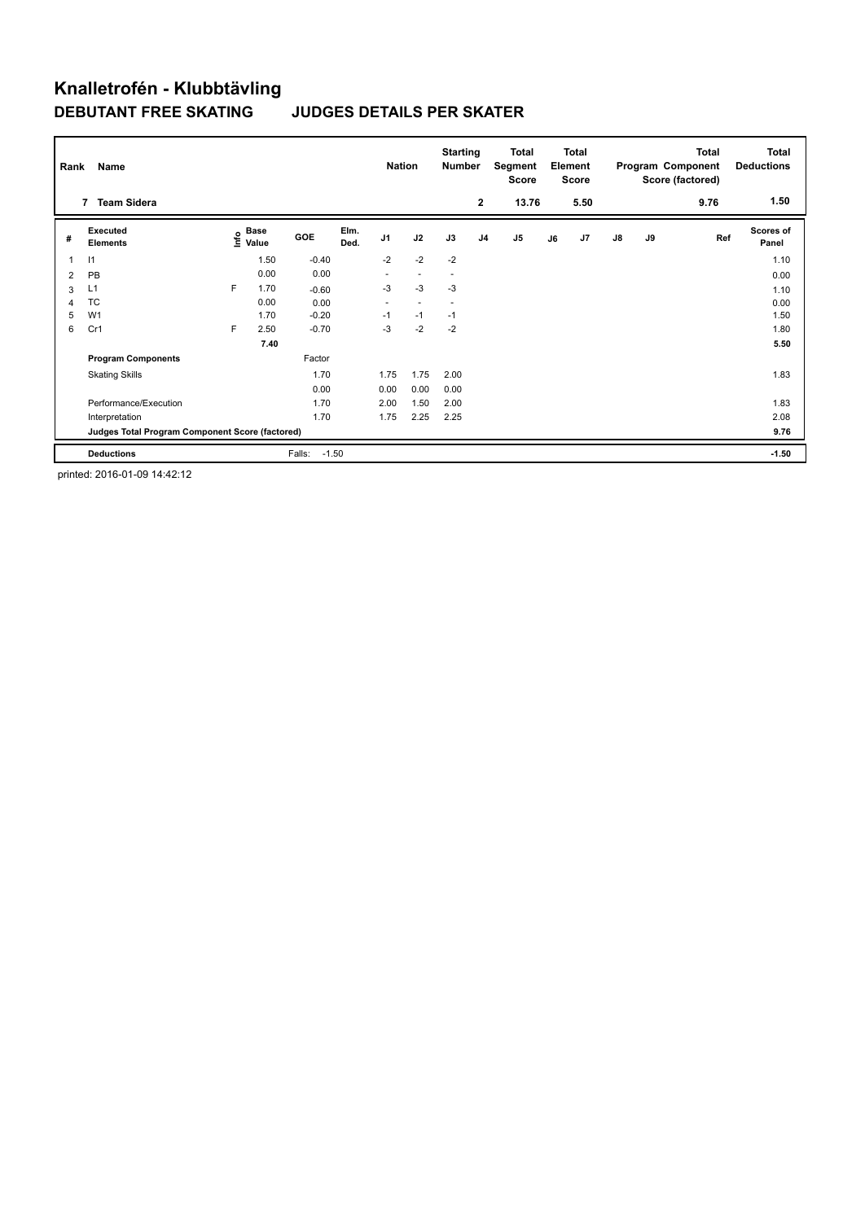# Knalletrofén - Klubbtävling

## DEBUTANT FREE SKATING JUDGES DETAILS PER SKATER

| Rank | Name | Nation | Starting Number | Total Segment Score | Total Element Score | Total Program Component Score (factored) | Total Deductions |
|---|---|---|---|---|---|---|---|
| 7 | Team Sidera | | 2 | 13.76 | 5.50 | 9.76 | 1.50 |

| # | Executed Elements | Info | Base Value | GOE | Elm. Ded. | J1 | J2 | J3 | J4 | J5 | J6 | J7 | J8 | J9 | Ref | Scores of Panel |
|---|---|---|---|---|---|---|---|---|---|---|---|---|---|---|---|---|
| 1 | I1 | | 1.50 | -0.40 | | -2 | -2 | -2 | | | | | | | | 1.10 |
| 2 | PB | | 0.00 | 0.00 | | - | - | - | | | | | | | | 0.00 |
| 3 | L1 | F | 1.70 | -0.60 | | -3 | -3 | -3 | | | | | | | | 1.10 |
| 4 | TC | | 0.00 | 0.00 | | - | - | - | | | | | | | | 0.00 |
| 5 | W1 | | 1.70 | -0.20 | | -1 | -1 | -1 | | | | | | | | 1.50 |
| 6 | Cr1 | F | 2.50 | -0.70 | | -3 | -2 | -2 | | | | | | | | 1.80 |
| | | | 7.40 | | | | | | | | | | | | | 5.50 |
| | **Program Components** | | | Factor | | | | | | | | | | | | |
| | Skating Skills | | | 1.70 | | 1.75 | 1.75 | 2.00 | | | | | | | | 1.83 |
| | | | | 0.00 | | 0.00 | 0.00 | 0.00 | | | | | | | | |
| | Performance/Execution | | | 1.70 | | 2.00 | 1.50 | 2.00 | | | | | | | | 1.83 |
| | Interpretation | | | 1.70 | | 1.75 | 2.25 | 2.25 | | | | | | | | 2.08 |
| | **Judges Total Program Component Score (factored)** | | | | | | | | | | | | | | | 9.76 |
| | **Deductions** | | | Falls: -1.50 | | | | | | | | | | | | -1.50 |

printed: 2016-01-09 14:42:12